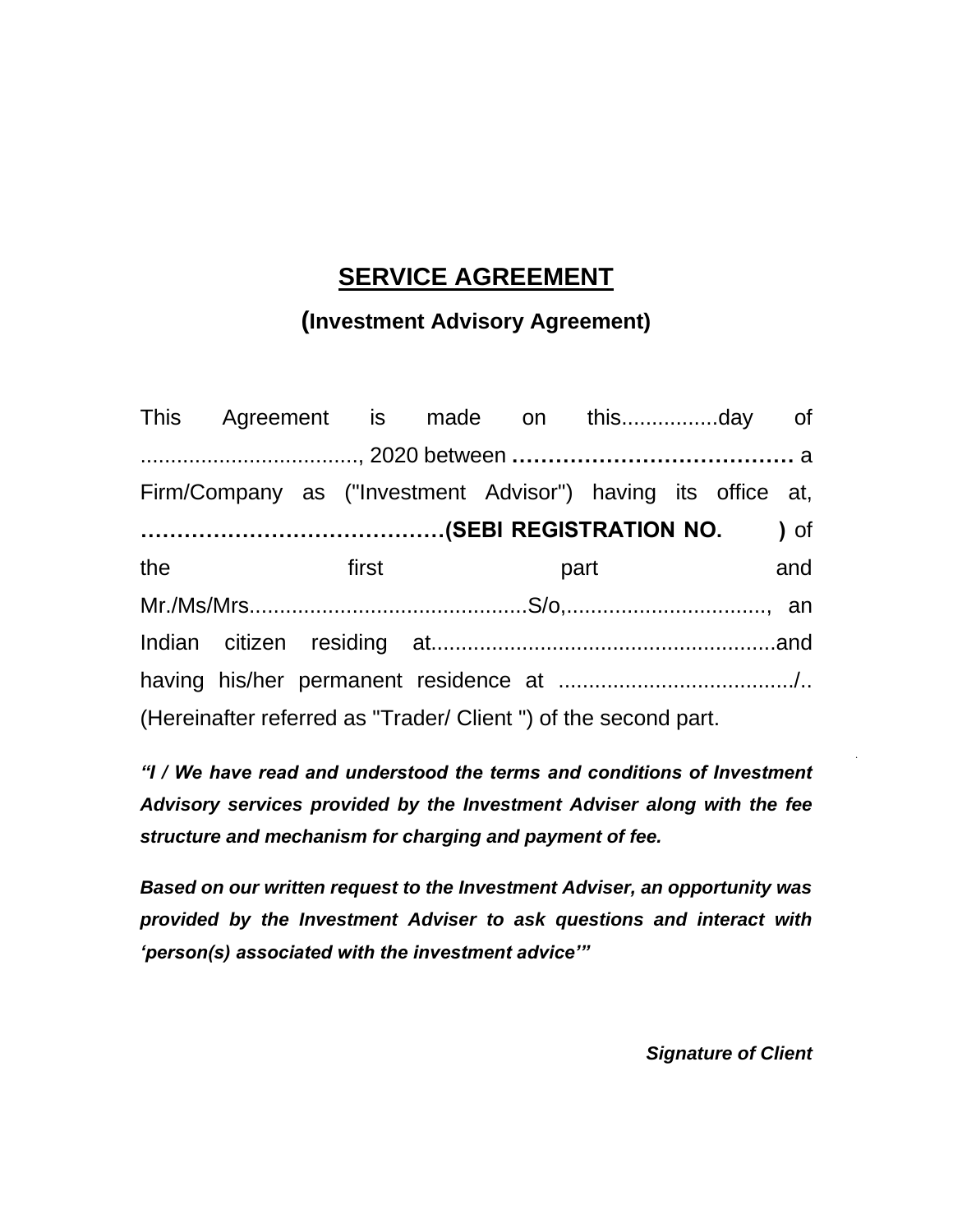# **SERVICE AGREEMENT**

## **(Investment Advisory Agreement)**

This Agreement is made on this................day of ...................................., 2020 between **…………………………………** a Firm/Company as ("Investment Advisor") having its office at, **……………………………………(SEBI REGISTRATION NO. )** of the first part and Mr./Ms/Mrs.............................................S/o,................................., an Indian citizen residing at.........................................................and having his/her permanent residence at ......................................./.. (Hereinafter referred as "Trader/ Client ") of the second part.

***"I / We have read and understood the terms and conditions of Investment Advisory services provided by the Investment Adviser along with the fee structure and mechanism for charging and payment of fee.***

***Based on our written request to the Investment Adviser, an opportunity was provided by the Investment Adviser to ask questions and interact with 'person(s) associated with the investment advice'"***

***Signature of Client***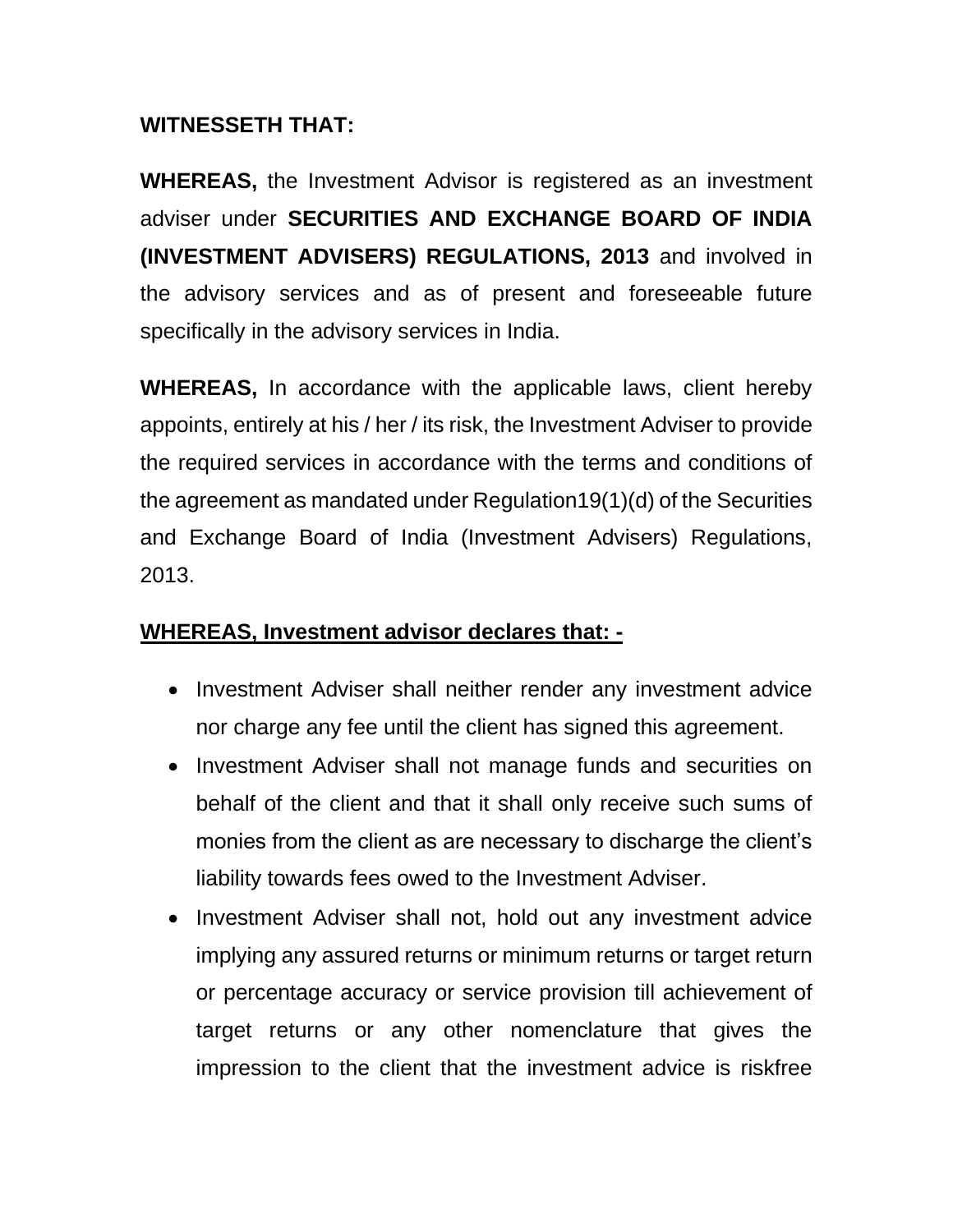**WITNESSETH THAT:**

**WHEREAS,** the Investment Advisor is registered as an investment adviser under **SECURITIES AND EXCHANGE BOARD OF INDIA (INVESTMENT ADVISERS) REGULATIONS, 2013** and involved in the advisory services and as of present and foreseeable future specifically in the advisory services in India.

**WHEREAS,** In accordance with the applicable laws, client hereby appoints, entirely at his / her / its risk, the Investment Adviser to provide the required services in accordance with the terms and conditions of the agreement as mandated under Regulation19(1)(d) of the Securities and Exchange Board of India (Investment Advisers) Regulations, 2013.

**<u>WHEREAS, Investment advisor declares that: -</u>**

- Investment Adviser shall neither render any investment advice nor charge any fee until the client has signed this agreement.
- Investment Adviser shall not manage funds and securities on behalf of the client and that it shall only receive such sums of monies from the client as are necessary to discharge the client's liability towards fees owed to the Investment Adviser.
- Investment Adviser shall not, hold out any investment advice implying any assured returns or minimum returns or target return or percentage accuracy or service provision till achievement of target returns or any other nomenclature that gives the impression to the client that the investment advice is riskfree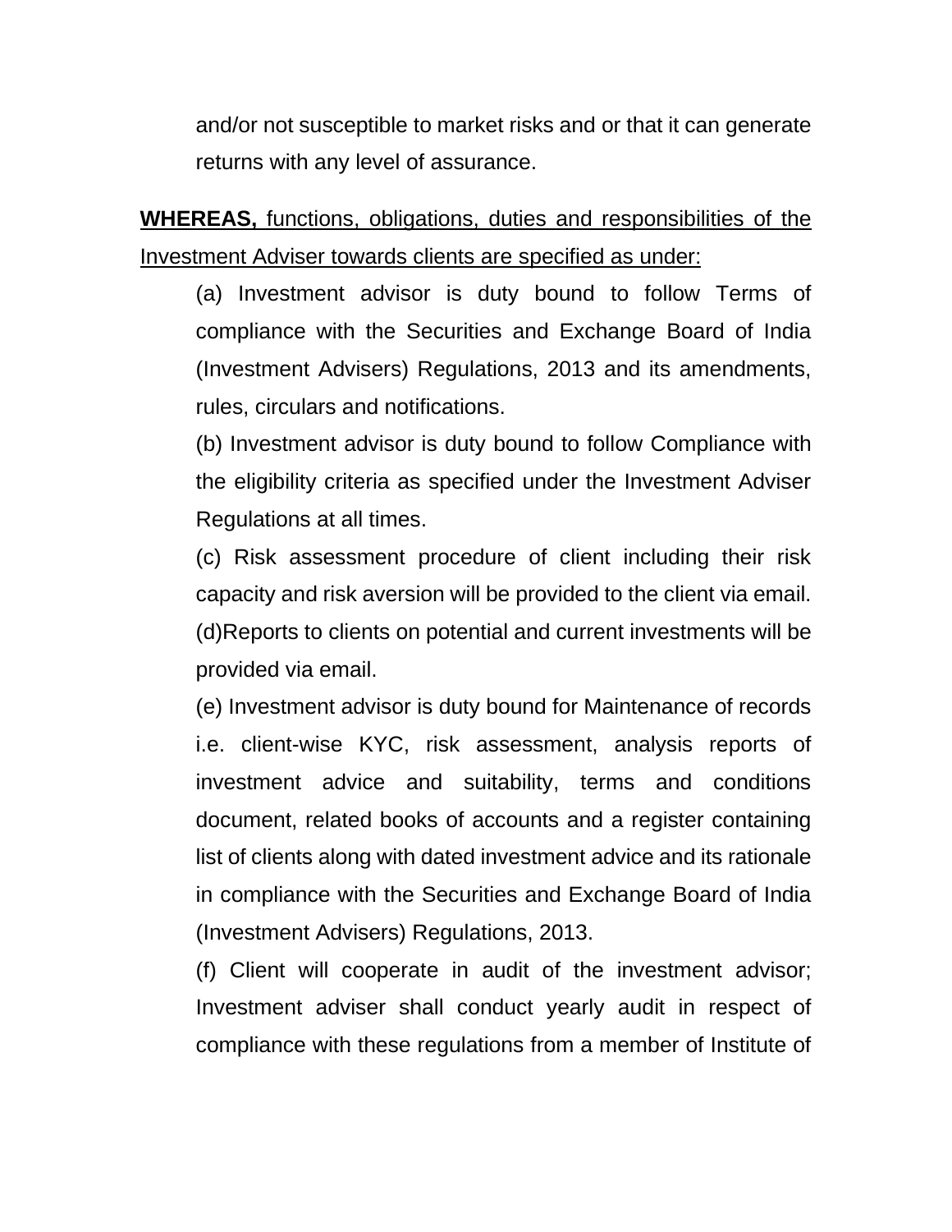and/or not susceptible to market risks and or that it can generate returns with any level of assurance.

**WHEREAS,** functions, obligations, duties and responsibilities of the Investment Adviser towards clients are specified as under:

(a) Investment advisor is duty bound to follow Terms of compliance with the Securities and Exchange Board of India (Investment Advisers) Regulations, 2013 and its amendments, rules, circulars and notifications.

(b) Investment advisor is duty bound to follow Compliance with the eligibility criteria as specified under the Investment Adviser Regulations at all times.

(c) Risk assessment procedure of client including their risk capacity and risk aversion will be provided to the client via email.

(d)Reports to clients on potential and current investments will be provided via email.

(e) Investment advisor is duty bound for Maintenance of records i.e. client-wise KYC, risk assessment, analysis reports of investment advice and suitability, terms and conditions document, related books of accounts and a register containing list of clients along with dated investment advice and its rationale in compliance with the Securities and Exchange Board of India (Investment Advisers) Regulations, 2013.

(f) Client will cooperate in audit of the investment advisor; Investment adviser shall conduct yearly audit in respect of compliance with these regulations from a member of Institute of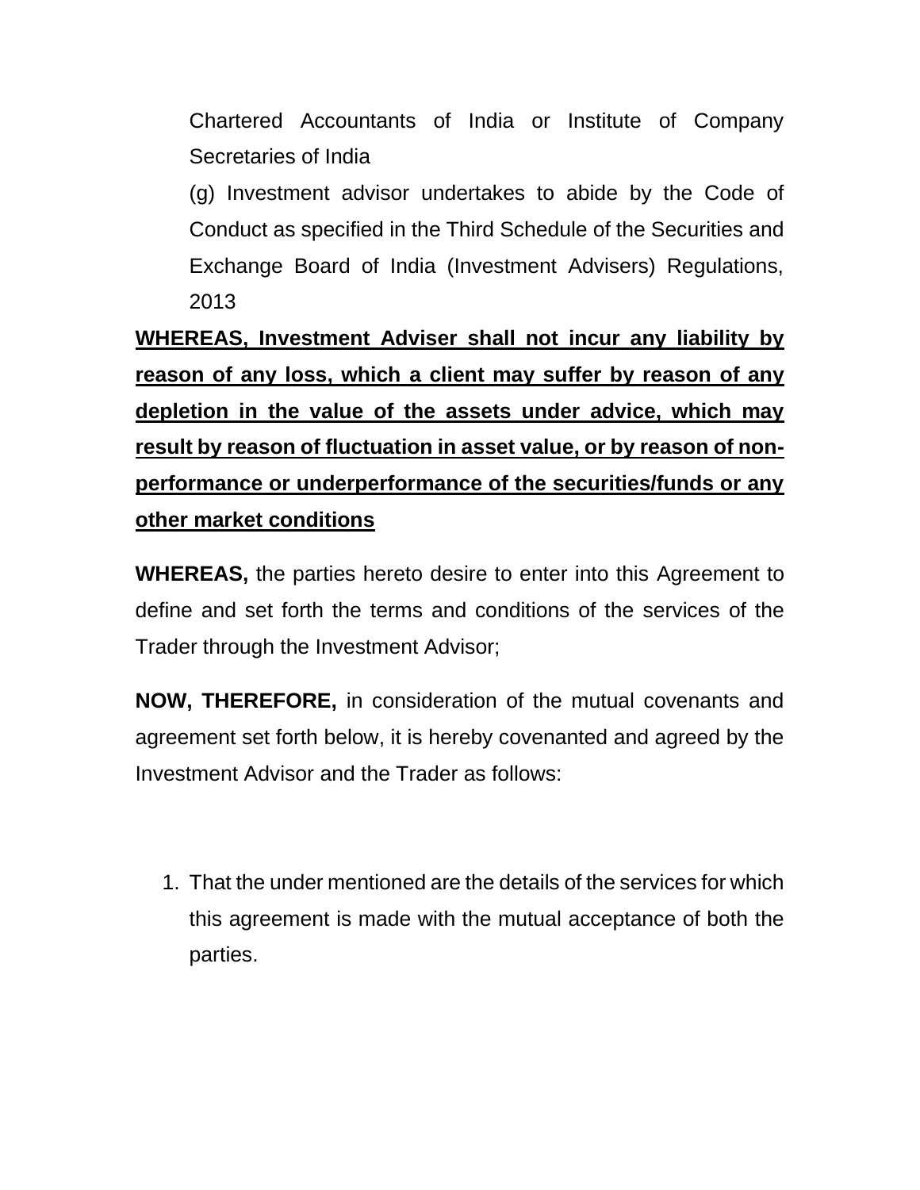Chartered Accountants of India or Institute of Company Secretaries of India

(g) Investment advisor undertakes to abide by the Code of Conduct as specified in the Third Schedule of the Securities and Exchange Board of India (Investment Advisers) Regulations, 2013

<u>**WHEREAS, Investment Adviser shall not incur any liability by reason of any loss, which a client may suffer by reason of any depletion in the value of the assets under advice, which may result by reason of fluctuation in asset value, or by reason of non-performance or underperformance of the securities/funds or any other market conditions**</u>

**WHEREAS,** the parties hereto desire to enter into this Agreement to define and set forth the terms and conditions of the services of the Trader through the Investment Advisor;

**NOW, THEREFORE,** in consideration of the mutual covenants and agreement set forth below, it is hereby covenanted and agreed by the Investment Advisor and the Trader as follows:

1. That the under mentioned are the details of the services for which this agreement is made with the mutual acceptance of both the parties.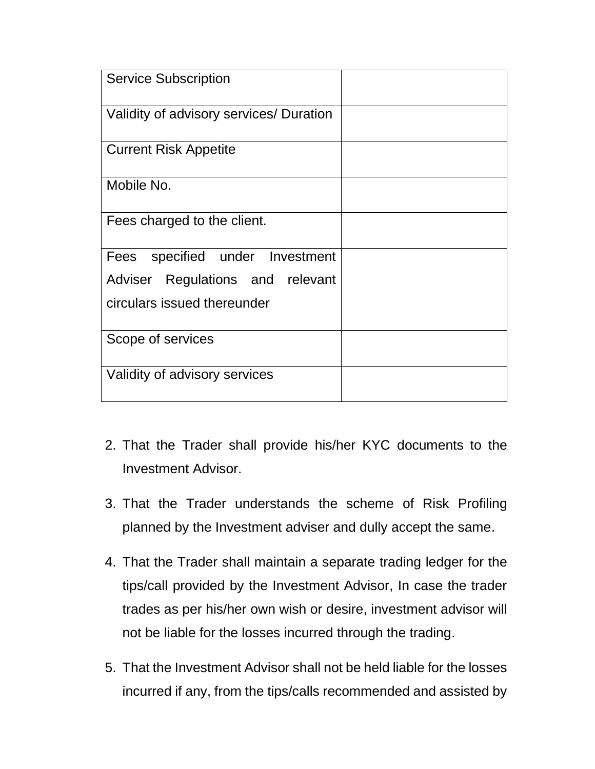| | |
|---|---|
| Service Subscription | |
| Validity of advisory services/ Duration | |
| Current Risk Appetite | |
| Mobile No. | |
| Fees charged to the client. | |
| Fees specified under Investment Adviser Regulations and relevant circulars issued thereunder | |
| Scope of services | |
| Validity of advisory services | |

2. That the Trader shall provide his/her KYC documents to the Investment Advisor.

3. That the Trader understands the scheme of Risk Profiling planned by the Investment adviser and dully accept the same.

4. That the Trader shall maintain a separate trading ledger for the tips/call provided by the Investment Advisor, In case the trader trades as per his/her own wish or desire, investment advisor will not be liable for the losses incurred through the trading.

5. That the Investment Advisor shall not be held liable for the losses incurred if any, from the tips/calls recommended and assisted by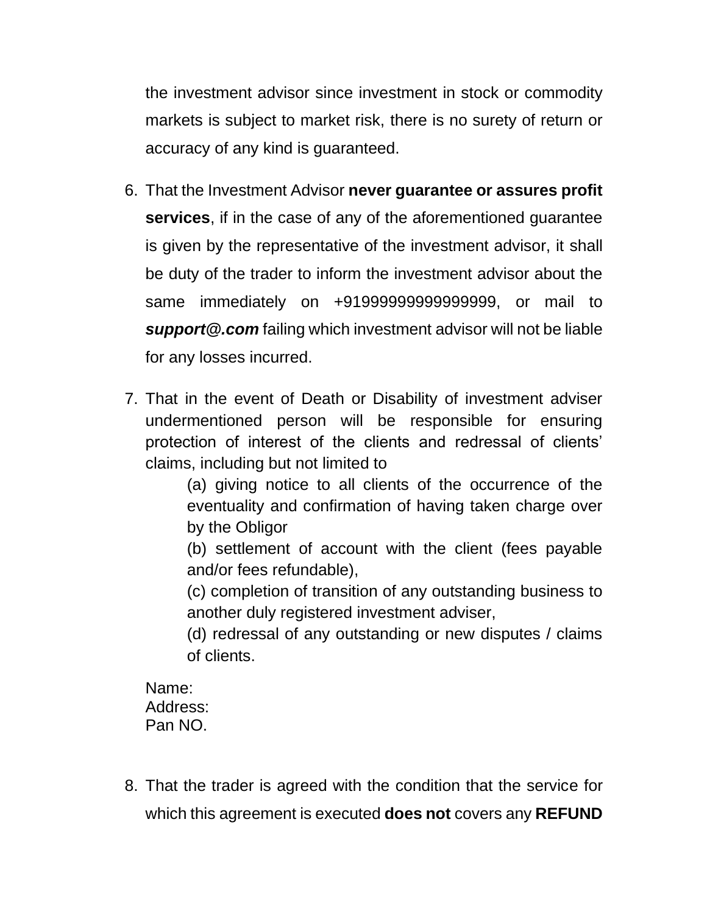the investment advisor since investment in stock or commodity markets is subject to market risk, there is no surety of return or accuracy of any kind is guaranteed.

6. That the Investment Advisor **never guarantee or assures profit services**, if in the case of any of the aforementioned guarantee is given by the representative of the investment advisor, it shall be duty of the trader to inform the investment advisor about the same immediately on +91999999999999999, or mail to ***support@.com*** failing which investment advisor will not be liable for any losses incurred.

7. That in the event of Death or Disability of investment adviser undermentioned person will be responsible for ensuring protection of interest of the clients and redressal of clients' claims, including but not limited to

   (a) giving notice to all clients of the occurrence of the eventuality and confirmation of having taken charge over by the Obligor

   (b) settlement of account with the client (fees payable and/or fees refundable),

   (c) completion of transition of any outstanding business to another duly registered investment adviser,

   (d) redressal of any outstanding or new disputes / claims of clients.

   Name:
   Address:
   Pan NO.

8. That the trader is agreed with the condition that the service for which this agreement is executed **does not** covers any **REFUND**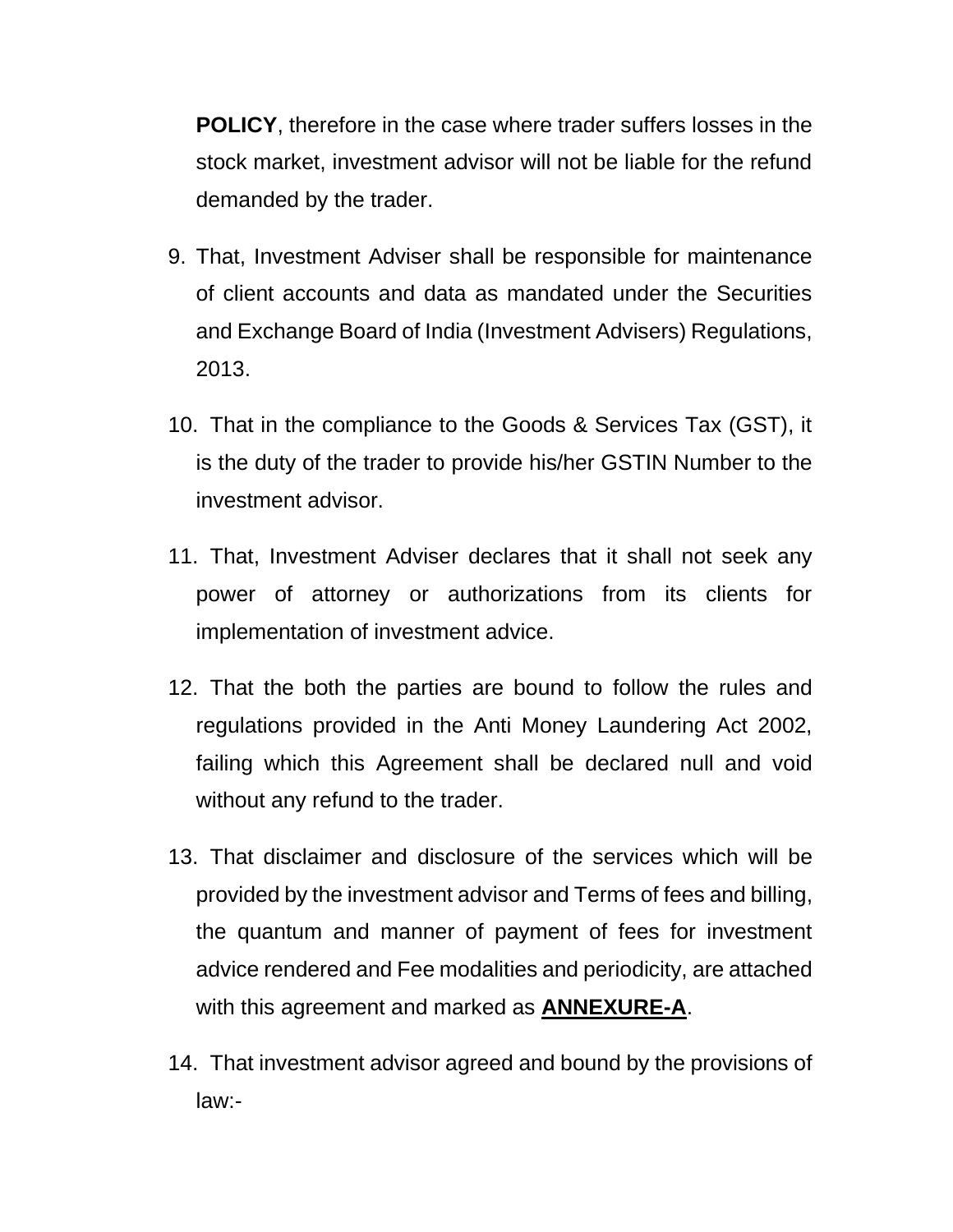**POLICY**, therefore in the case where trader suffers losses in the stock market, investment advisor will not be liable for the refund demanded by the trader.

9. That, Investment Adviser shall be responsible for maintenance of client accounts and data as mandated under the Securities and Exchange Board of India (Investment Advisers) Regulations, 2013.

10. That in the compliance to the Goods & Services Tax (GST), it is the duty of the trader to provide his/her GSTIN Number to the investment advisor.

11. That, Investment Adviser declares that it shall not seek any power of attorney or authorizations from its clients for implementation of investment advice.

12. That the both the parties are bound to follow the rules and regulations provided in the Anti Money Laundering Act 2002, failing which this Agreement shall be declared null and void without any refund to the trader.

13. That disclaimer and disclosure of the services which will be provided by the investment advisor and Terms of fees and billing, the quantum and manner of payment of fees for investment advice rendered and Fee modalities and periodicity, are attached with this agreement and marked as **<u>ANNEXURE-A</u>**.

14. That investment advisor agreed and bound by the provisions of law:-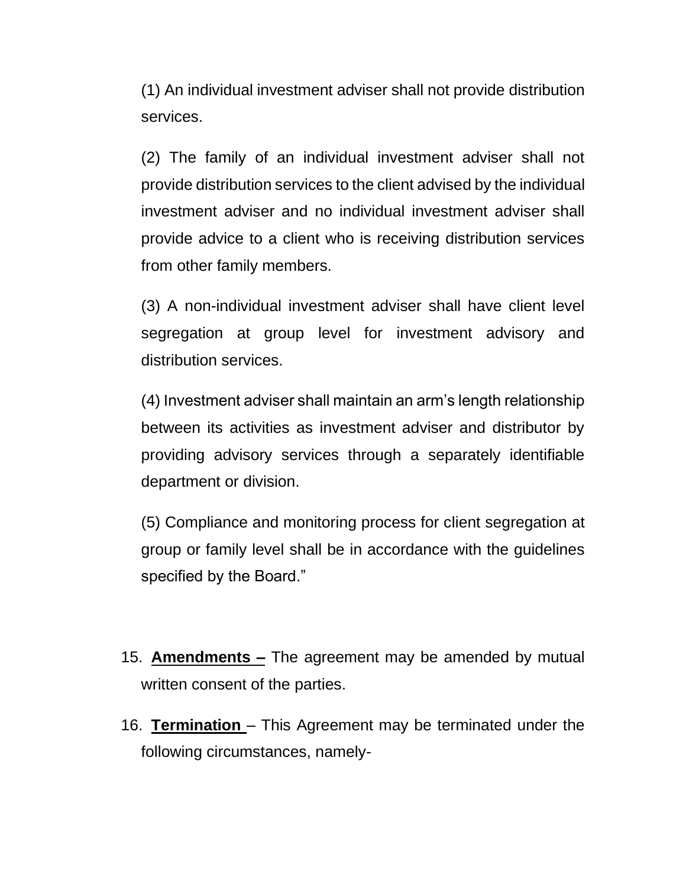(1) An individual investment adviser shall not provide distribution services.

(2) The family of an individual investment adviser shall not provide distribution services to the client advised by the individual investment adviser and no individual investment adviser shall provide advice to a client who is receiving distribution services from other family members.

(3) A non-individual investment adviser shall have client level segregation at group level for investment advisory and distribution services.

(4) Investment adviser shall maintain an arm's length relationship between its activities as investment adviser and distributor by providing advisory services through a separately identifiable department or division.

(5) Compliance and monitoring process for client segregation at group or family level shall be in accordance with the guidelines specified by the Board."

15. **Amendments –** The agreement may be amended by mutual written consent of the parties.

16. **Termination** – This Agreement may be terminated under the following circumstances, namely-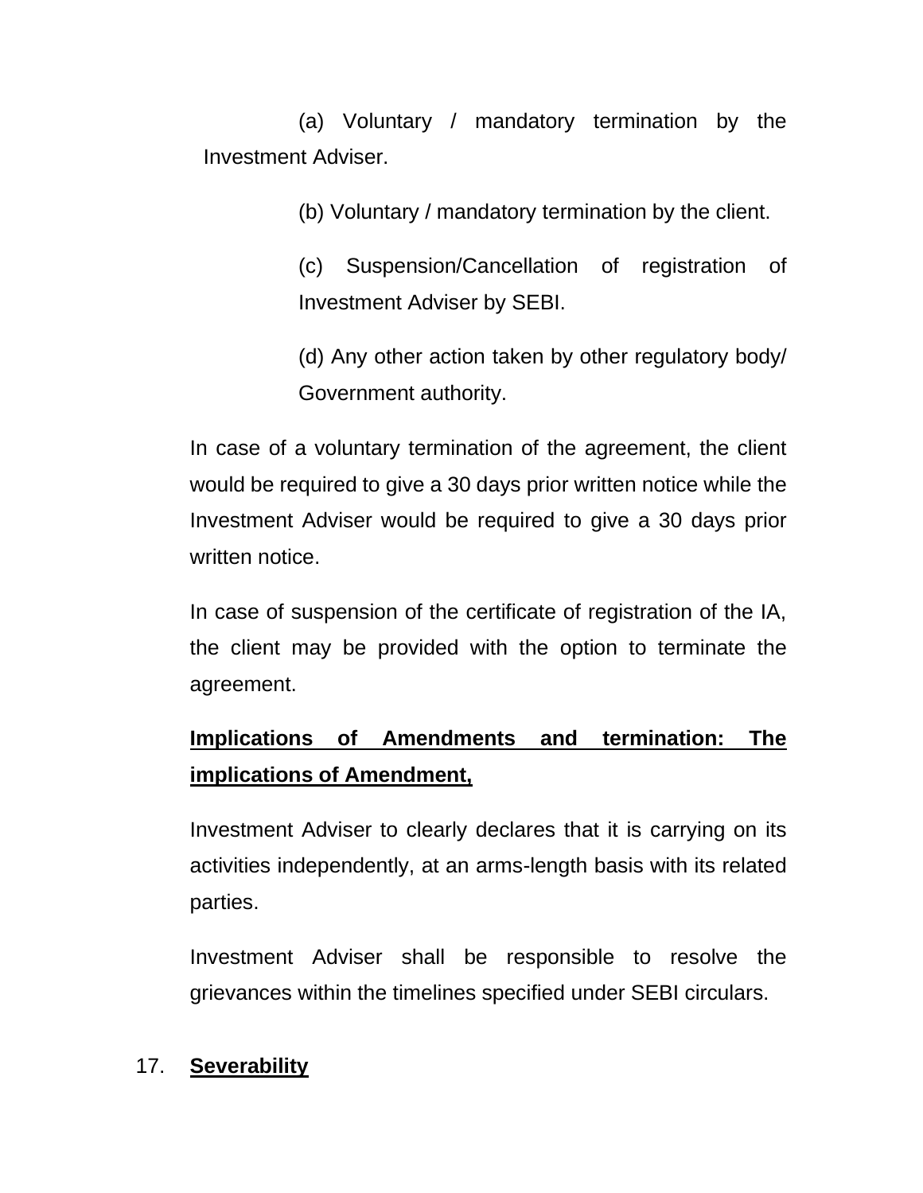(a) Voluntary / mandatory termination by the Investment Adviser.

(b) Voluntary / mandatory termination by the client.

(c) Suspension/Cancellation of registration of Investment Adviser by SEBI.

(d) Any other action taken by other regulatory body/ Government authority.

In case of a voluntary termination of the agreement, the client would be required to give a 30 days prior written notice while the Investment Adviser would be required to give a 30 days prior written notice.

In case of suspension of the certificate of registration of the IA, the client may be provided with the option to terminate the agreement.

**Implications of Amendments and termination: The implications of Amendment,**

Investment Adviser to clearly declares that it is carrying on its activities independently, at an arms-length basis with its related parties.

Investment Adviser shall be responsible to resolve the grievances within the timelines specified under SEBI circulars.

17. **Severability**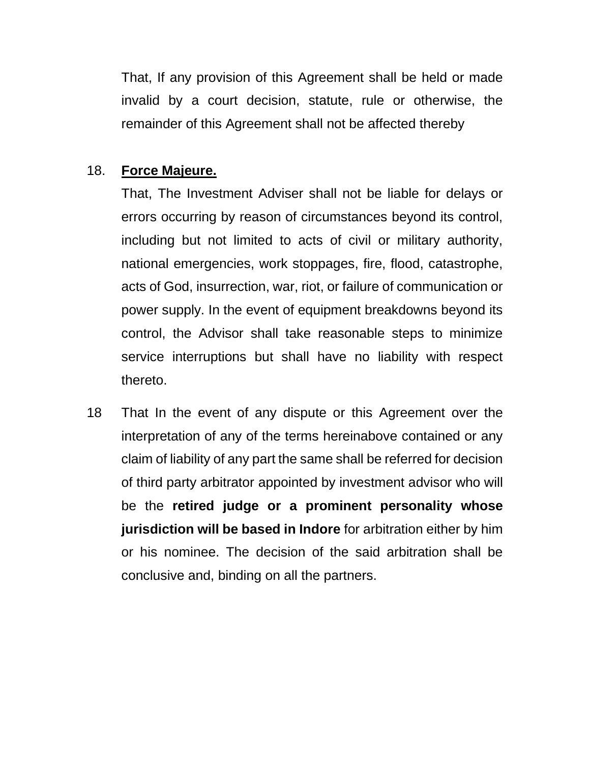That, If any provision of this Agreement shall be held or made invalid by a court decision, statute, rule or otherwise, the remainder of this Agreement shall not be affected thereby

18. **Force Majeure.**

That, The Investment Adviser shall not be liable for delays or errors occurring by reason of circumstances beyond its control, including but not limited to acts of civil or military authority, national emergencies, work stoppages, fire, flood, catastrophe, acts of God, insurrection, war, riot, or failure of communication or power supply. In the event of equipment breakdowns beyond its control, the Advisor shall take reasonable steps to minimize service interruptions but shall have no liability with respect thereto.

18 That In the event of any dispute or this Agreement over the interpretation of any of the terms hereinabove contained or any claim of liability of any part the same shall be referred for decision of third party arbitrator appointed by investment advisor who will be the **retired judge or a prominent personality whose jurisdiction will be based in Indore** for arbitration either by him or his nominee. The decision of the said arbitration shall be conclusive and, binding on all the partners.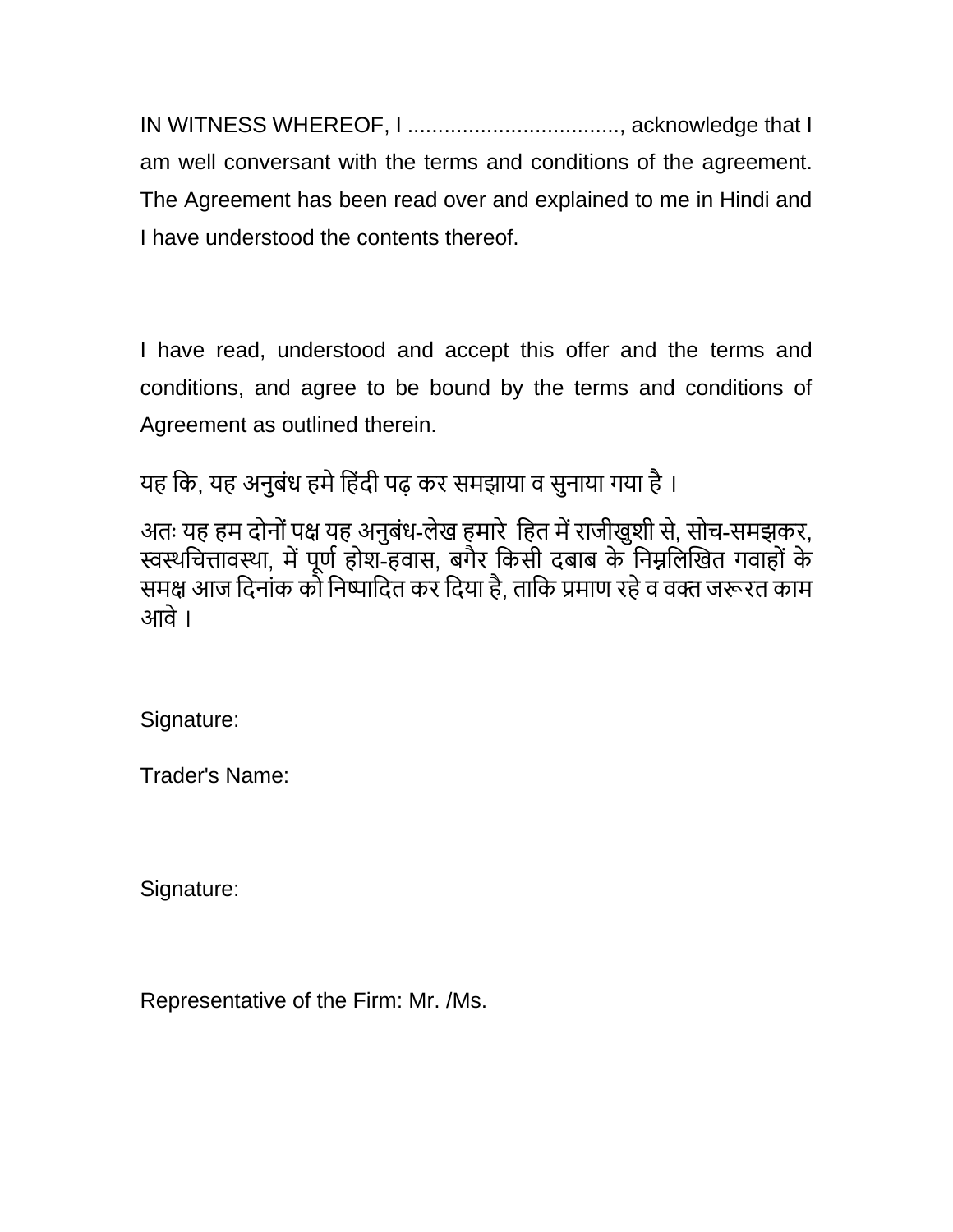IN WITNESS WHEREOF, I ..................................., acknowledge that I am well conversant with the terms and conditions of the agreement. The Agreement has been read over and explained to me in Hindi and I have understood the contents thereof.

I have read, understood and accept this offer and the terms and conditions, and agree to be bound by the terms and conditions of Agreement as outlined therein.

यह कि, यह अनुबंध हमे हिंदी पढ़ कर समझाया व सुनाया गया है ।

अतः यह हम दोनों पक्ष यह अनुबंध-लेख हमारे हित में राजीखुशी से, सोच-समझकर, स्वस्थचित्तावस्था, में पूर्ण होश-हवास, बगैर किसी दबाब के निम्नलिखित गवाहों के समक्ष आज दिनांक को निष्पादित कर दिया है, ताकि प्रमाण रहे व वक्त जरूरत काम आवे ।

Signature:

Trader's Name:

Signature:

Representative of the Firm: Mr. /Ms.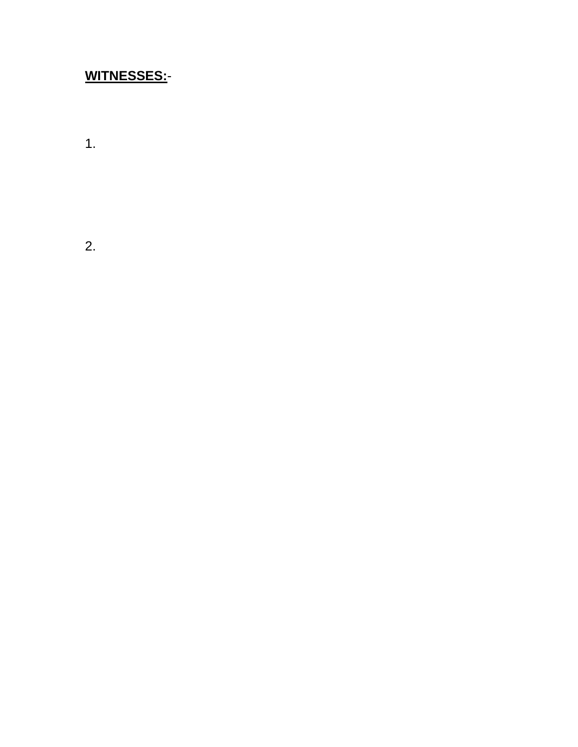**<u>WITNESSES:</u>**-

1.

2.